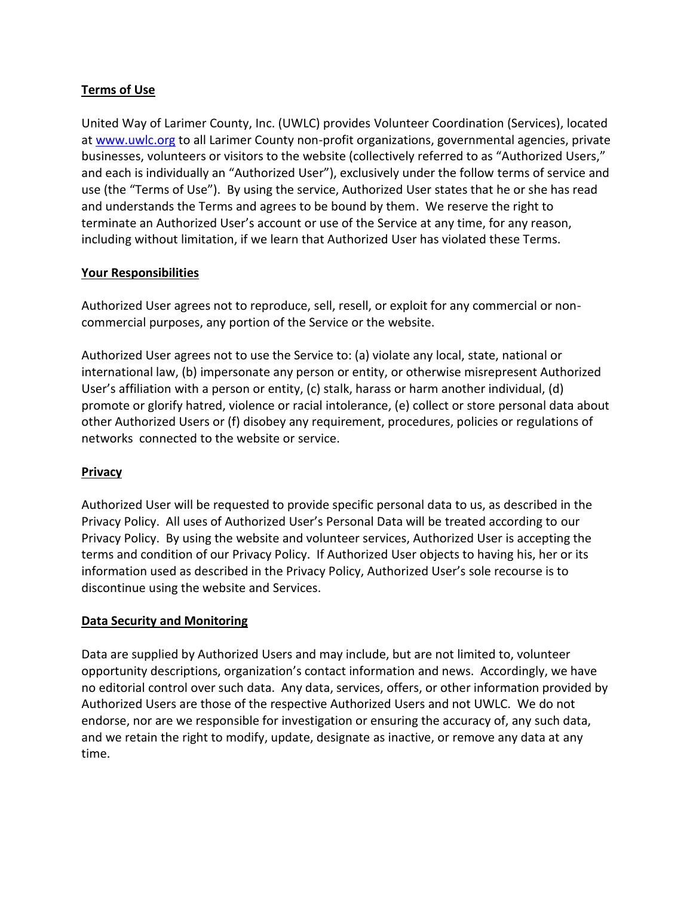## Terms of Use

United Way of Larimer County, Inc. (UWLC) provides Volunteer Coordination (Services), located at www.uwlc.org to all Larimer County non-profit organizations, governmental agencies, private businesses, volunteers or visitors to the website (collectively referred to as "Authorized Users," and each is individually an "Authorized User"), exclusively under the follow terms of service and use (the "Terms of Use"). By using the service, Authorized User states that he or she has read and understands the Terms and agrees to be bound by them. We reserve the right to terminate an Authorized User's account or use of the Service at any time, for any reason, including without limitation, if we learn that Authorized User has violated these Terms.

## Your Responsibilities

Authorized User agrees not to reproduce, sell, resell, or exploit for any commercial or non-commercial purposes, any portion of the Service or the website.

Authorized User agrees not to use the Service to: (a) violate any local, state, national or international law, (b) impersonate any person or entity, or otherwise misrepresent Authorized User's affiliation with a person or entity, (c) stalk, harass or harm another individual, (d) promote or glorify hatred, violence or racial intolerance, (e) collect or store personal data about other Authorized Users or (f) disobey any requirement, procedures, policies or regulations of networks connected to the website or service.

## Privacy

Authorized User will be requested to provide specific personal data to us, as described in the Privacy Policy. All uses of Authorized User's Personal Data will be treated according to our Privacy Policy. By using the website and volunteer services, Authorized User is accepting the terms and condition of our Privacy Policy. If Authorized User objects to having his, her or its information used as described in the Privacy Policy, Authorized User's sole recourse is to discontinue using the website and Services.

## Data Security and Monitoring

Data are supplied by Authorized Users and may include, but are not limited to, volunteer opportunity descriptions, organization's contact information and news. Accordingly, we have no editorial control over such data. Any data, services, offers, or other information provided by Authorized Users are those of the respective Authorized Users and not UWLC. We do not endorse, nor are we responsible for investigation or ensuring the accuracy of, any such data, and we retain the right to modify, update, designate as inactive, or remove any data at any time.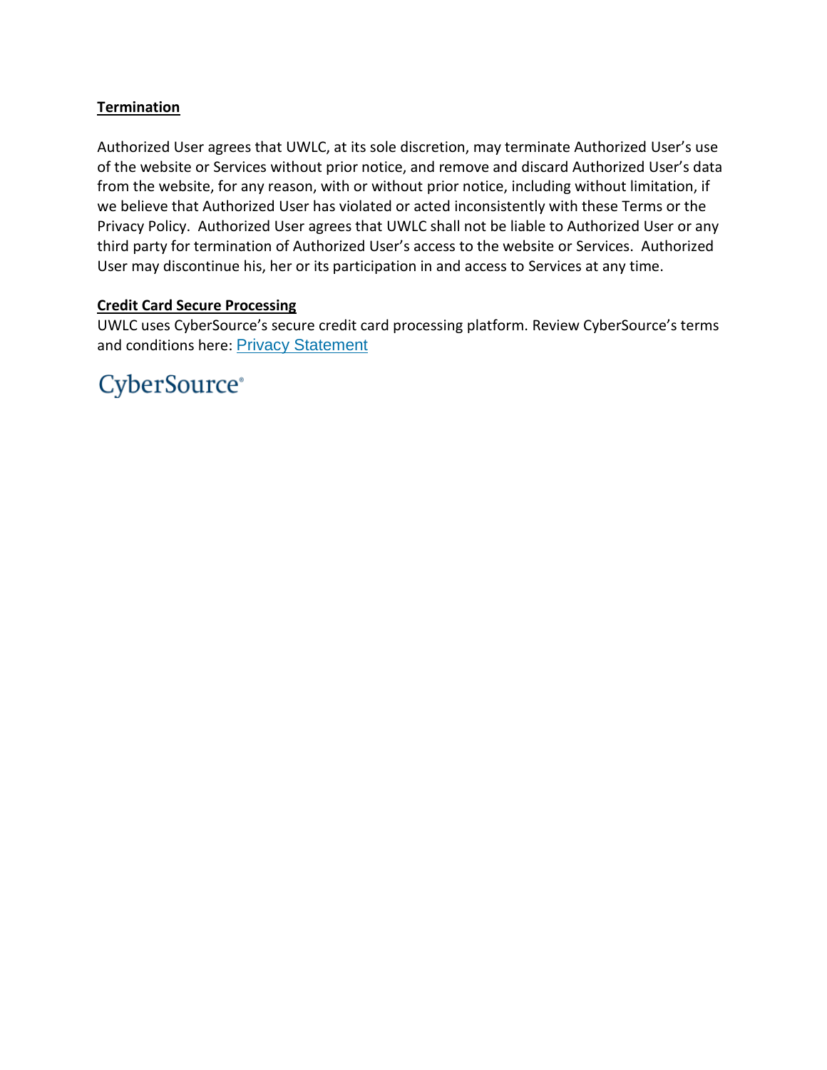**Termination**

Authorized User agrees that UWLC, at its sole discretion, may terminate Authorized User's use of the website or Services without prior notice, and remove and discard Authorized User's data from the website, for any reason, with or without prior notice, including without limitation, if we believe that Authorized User has violated or acted inconsistently with these Terms or the Privacy Policy. Authorized User agrees that UWLC shall not be liable to Authorized User or any third party for termination of Authorized User's access to the website or Services. Authorized User may discontinue his, her or its participation in and access to Services at any time.

**Credit Card Secure Processing**

UWLC uses CyberSource's secure credit card processing platform. Review CyberSource's terms and conditions here: Privacy Statement

CyberSource®